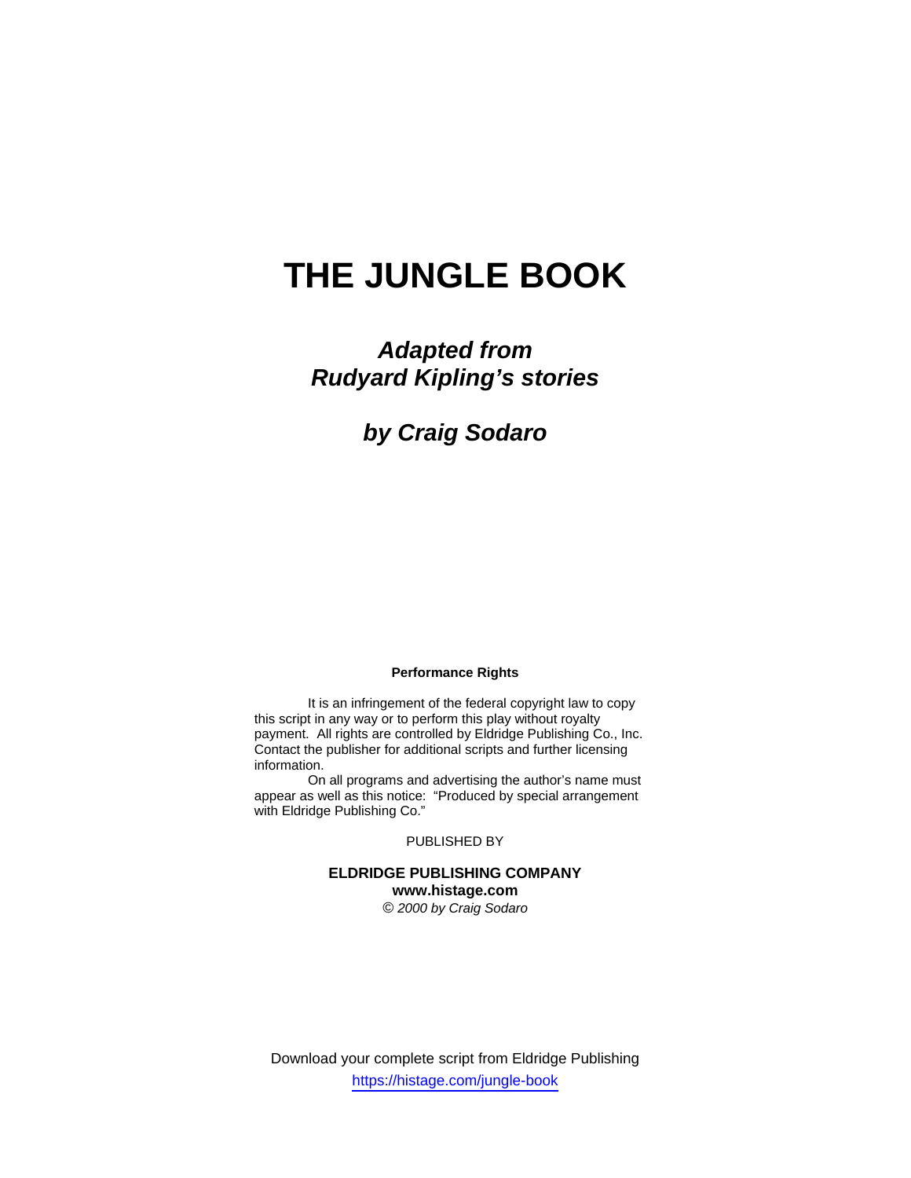# THE JUNGLE BOOK

***Adapted from Rudyard Kipling's stories***

***by Craig Sodaro***

**Performance Rights**

It is an infringement of the federal copyright law to copy this script in any way or to perform this play without royalty payment. All rights are controlled by Eldridge Publishing Co., Inc. Contact the publisher for additional scripts and further licensing information.

On all programs and advertising the author's name must appear as well as this notice: "Produced by special arrangement with Eldridge Publishing Co."

PUBLISHED BY

**ELDRIDGE PUBLISHING COMPANY**
**www.histage.com**
*© 2000 by Craig Sodaro*

Download your complete script from Eldridge Publishing
https://histage.com/jungle-book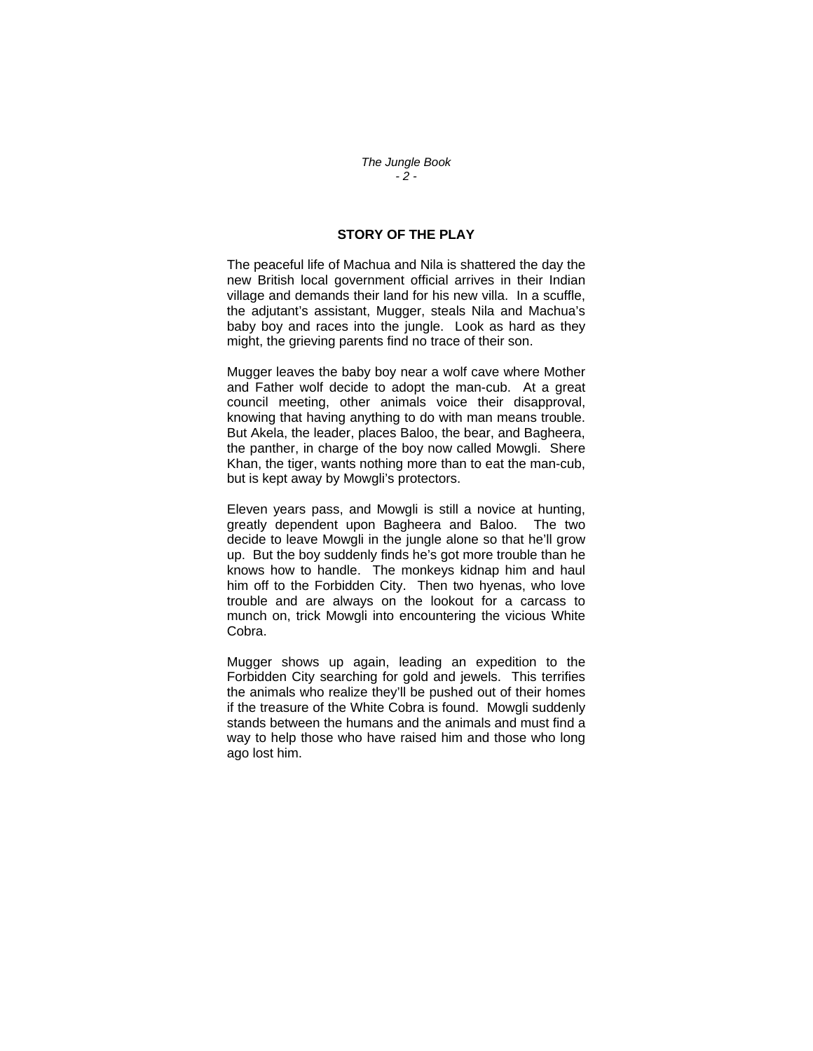## STORY OF THE PLAY

The peaceful life of Machua and Nila is shattered the day the new British local government official arrives in their Indian village and demands their land for his new villa. In a scuffle, the adjutant's assistant, Mugger, steals Nila and Machua's baby boy and races into the jungle. Look as hard as they might, the grieving parents find no trace of their son.

Mugger leaves the baby boy near a wolf cave where Mother and Father wolf decide to adopt the man-cub. At a great council meeting, other animals voice their disapproval, knowing that having anything to do with man means trouble. But Akela, the leader, places Baloo, the bear, and Bagheera, the panther, in charge of the boy now called Mowgli. Shere Khan, the tiger, wants nothing more than to eat the man-cub, but is kept away by Mowgli's protectors.

Eleven years pass, and Mowgli is still a novice at hunting, greatly dependent upon Bagheera and Baloo. The two decide to leave Mowgli in the jungle alone so that he'll grow up. But the boy suddenly finds he's got more trouble than he knows how to handle. The monkeys kidnap him and haul him off to the Forbidden City. Then two hyenas, who love trouble and are always on the lookout for a carcass to munch on, trick Mowgli into encountering the vicious White Cobra.

Mugger shows up again, leading an expedition to the Forbidden City searching for gold and jewels. This terrifies the animals who realize they'll be pushed out of their homes if the treasure of the White Cobra is found. Mowgli suddenly stands between the humans and the animals and must find a way to help those who have raised him and those who long ago lost him.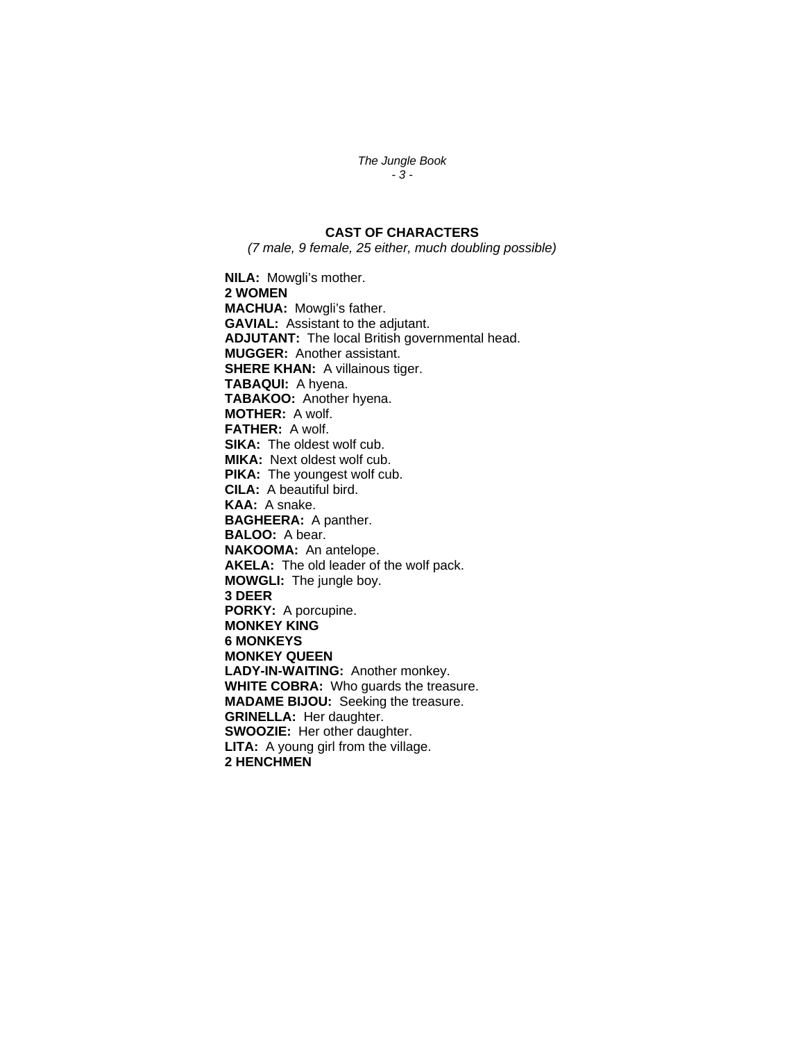## CAST OF CHARACTERS

*(7 male, 9 female, 25 either, much doubling possible)*

**NILA:** Mowgli's mother.
**2 WOMEN**
**MACHUA:** Mowgli's father.
**GAVIAL:** Assistant to the adjutant.
**ADJUTANT:** The local British governmental head.
**MUGGER:** Another assistant.
**SHERE KHAN:** A villainous tiger.
**TABAQUI:** A hyena.
**TABAKOO:** Another hyena.
**MOTHER:** A wolf.
**FATHER:** A wolf.
**SIKA:** The oldest wolf cub.
**MIKA:** Next oldest wolf cub.
**PIKA:** The youngest wolf cub.
**CILA:** A beautiful bird.
**KAA:** A snake.
**BAGHEERA:** A panther.
**BALOO:** A bear.
**NAKOOMA:** An antelope.
**AKELA:** The old leader of the wolf pack.
**MOWGLI:** The jungle boy.
**3 DEER**
**PORKY:** A porcupine.
**MONKEY KING**
**6 MONKEYS**
**MONKEY QUEEN**
**LADY-IN-WAITING:** Another monkey.
**WHITE COBRA:** Who guards the treasure.
**MADAME BIJOU:** Seeking the treasure.
**GRINELLA:** Her daughter.
**SWOOZIE:** Her other daughter.
**LITA:** A young girl from the village.
**2 HENCHMEN**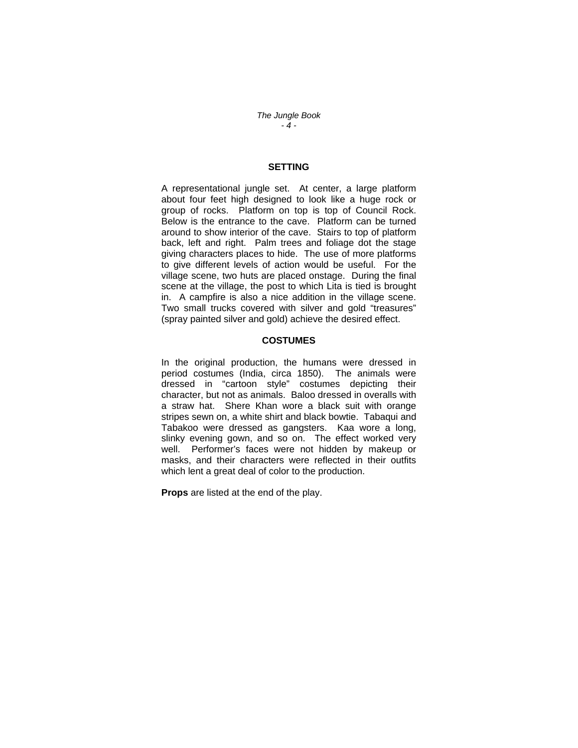## SETTING

A representational jungle set. At center, a large platform about four feet high designed to look like a huge rock or group of rocks. Platform on top is top of Council Rock. Below is the entrance to the cave. Platform can be turned around to show interior of the cave. Stairs to top of platform back, left and right. Palm trees and foliage dot the stage giving characters places to hide. The use of more platforms to give different levels of action would be useful. For the village scene, two huts are placed onstage. During the final scene at the village, the post to which Lita is tied is brought in. A campfire is also a nice addition in the village scene. Two small trucks covered with silver and gold "treasures" (spray painted silver and gold) achieve the desired effect.

## COSTUMES

In the original production, the humans were dressed in period costumes (India, circa 1850). The animals were dressed in "cartoon style" costumes depicting their character, but not as animals. Baloo dressed in overalls with a straw hat. Shere Khan wore a black suit with orange stripes sewn on, a white shirt and black bowtie. Tabaqui and Tabakoo were dressed as gangsters. Kaa wore a long, slinky evening gown, and so on. The effect worked very well. Performer's faces were not hidden by makeup or masks, and their characters were reflected in their outfits which lent a great deal of color to the production.

**Props** are listed at the end of the play.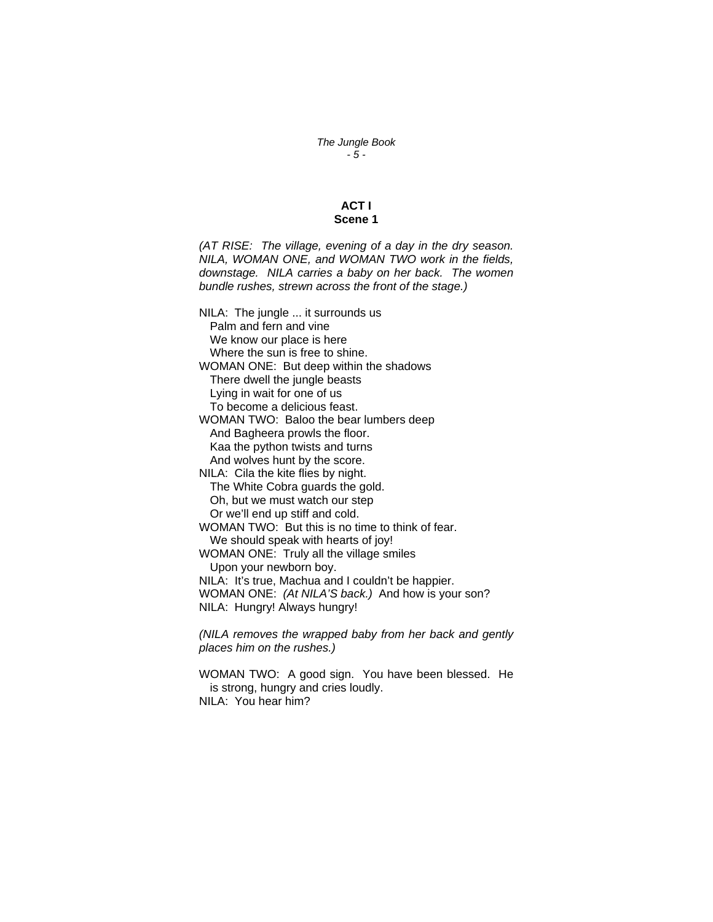# ACT I
## Scene 1

*(AT RISE: The village, evening of a day in the dry season. NILA, WOMAN ONE, and WOMAN TWO work in the fields, downstage. NILA carries a baby on her back. The women bundle rushes, strewn across the front of the stage.)*

NILA: The jungle ... it surrounds us
  Palm and fern and vine
  We know our place is here
  Where the sun is free to shine.
WOMAN ONE: But deep within the shadows
  There dwell the jungle beasts
  Lying in wait for one of us
  To become a delicious feast.
WOMAN TWO: Baloo the bear lumbers deep
  And Bagheera prowls the floor.
  Kaa the python twists and turns
  And wolves hunt by the score.
NILA: Cila the kite flies by night.
  The White Cobra guards the gold.
  Oh, but we must watch our step
  Or we'll end up stiff and cold.
WOMAN TWO: But this is no time to think of fear.
  We should speak with hearts of joy!
WOMAN ONE: Truly all the village smiles
  Upon your newborn boy.
NILA: It's true, Machua and I couldn't be happier.
WOMAN ONE: *(At NILA'S back.)* And how is your son?
NILA: Hungry! Always hungry!

*(NILA removes the wrapped baby from her back and gently places him on the rushes.)*

WOMAN TWO: A good sign. You have been blessed. He is strong, hungry and cries loudly.
NILA: You hear him?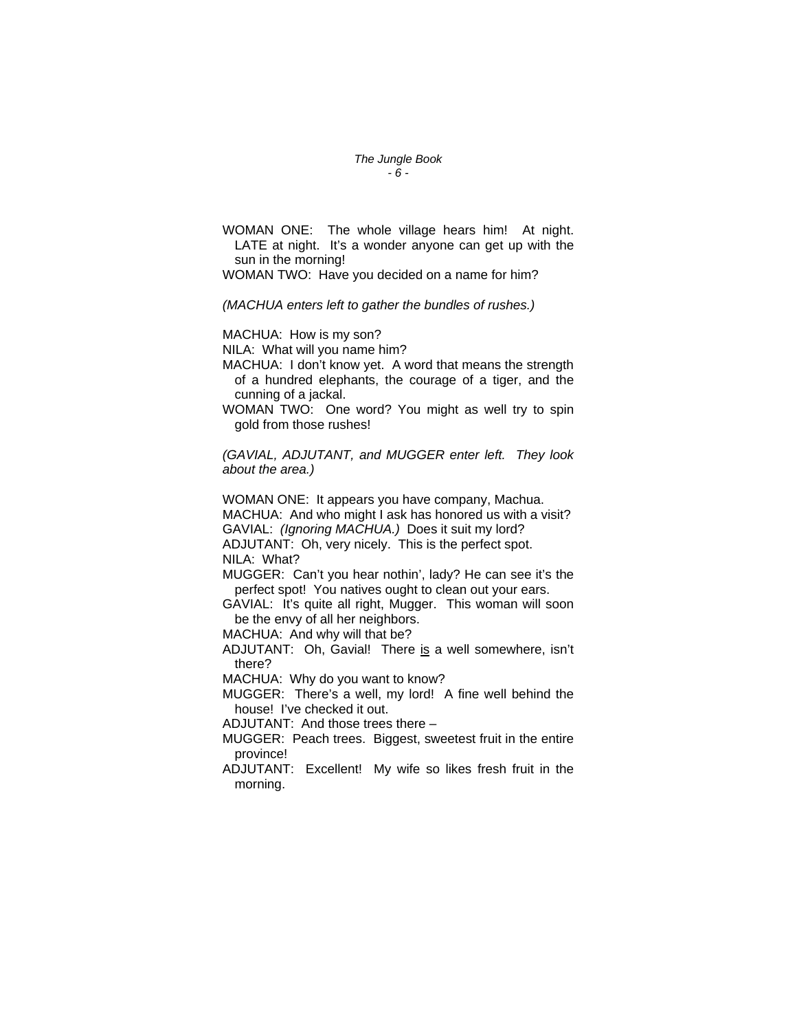WOMAN ONE: The whole village hears him! At night. LATE at night. It's a wonder anyone can get up with the sun in the morning!

WOMAN TWO: Have you decided on a name for him?

*(MACHUA enters left to gather the bundles of rushes.)*

MACHUA: How is my son?

NILA: What will you name him?

MACHUA: I don't know yet. A word that means the strength of a hundred elephants, the courage of a tiger, and the cunning of a jackal.

WOMAN TWO: One word? You might as well try to spin gold from those rushes!

*(GAVIAL, ADJUTANT, and MUGGER enter left. They look about the area.)*

WOMAN ONE: It appears you have company, Machua.

MACHUA: And who might I ask has honored us with a visit?

GAVIAL: *(Ignoring MACHUA.)* Does it suit my lord?

ADJUTANT: Oh, very nicely. This is the perfect spot.

NILA: What?

MUGGER: Can't you hear nothin', lady? He can see it's the perfect spot! You natives ought to clean out your ears.

GAVIAL: It's quite all right, Mugger. This woman will soon be the envy of all her neighbors.

MACHUA: And why will that be?

ADJUTANT: Oh, Gavial! There <u>is</u> a well somewhere, isn't there?

MACHUA: Why do you want to know?

MUGGER: There's a well, my lord! A fine well behind the house! I've checked it out.

ADJUTANT: And those trees there –

MUGGER: Peach trees. Biggest, sweetest fruit in the entire province!

ADJUTANT: Excellent! My wife so likes fresh fruit in the morning.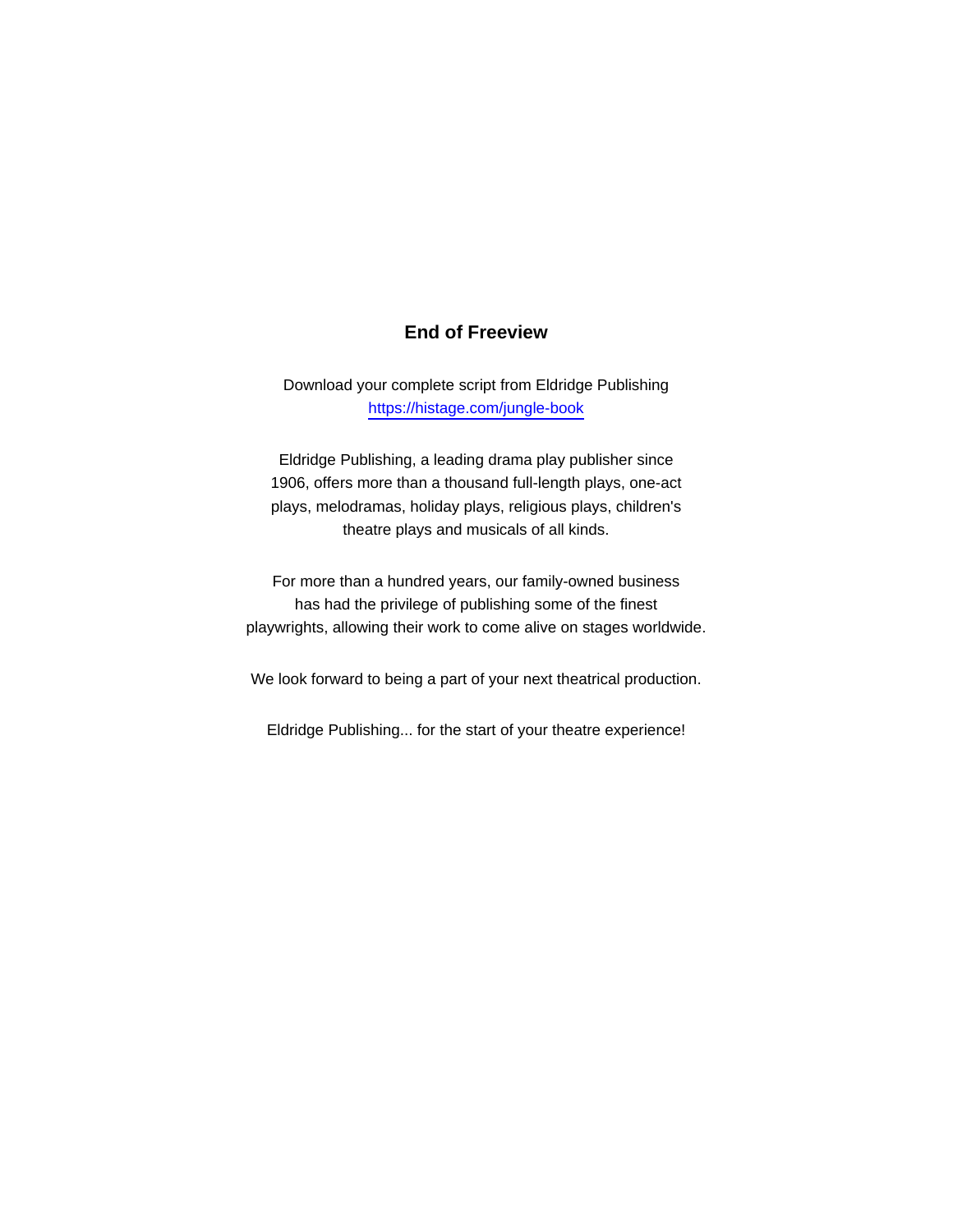## End of Freeview

Download your complete script from Eldridge Publishing
https://histage.com/jungle-book

Eldridge Publishing, a leading drama play publisher since 1906, offers more than a thousand full-length plays, one-act plays, melodramas, holiday plays, religious plays, children's theatre plays and musicals of all kinds.

For more than a hundred years, our family-owned business has had the privilege of publishing some of the finest playwrights, allowing their work to come alive on stages worldwide.

We look forward to being a part of your next theatrical production.

Eldridge Publishing... for the start of your theatre experience!